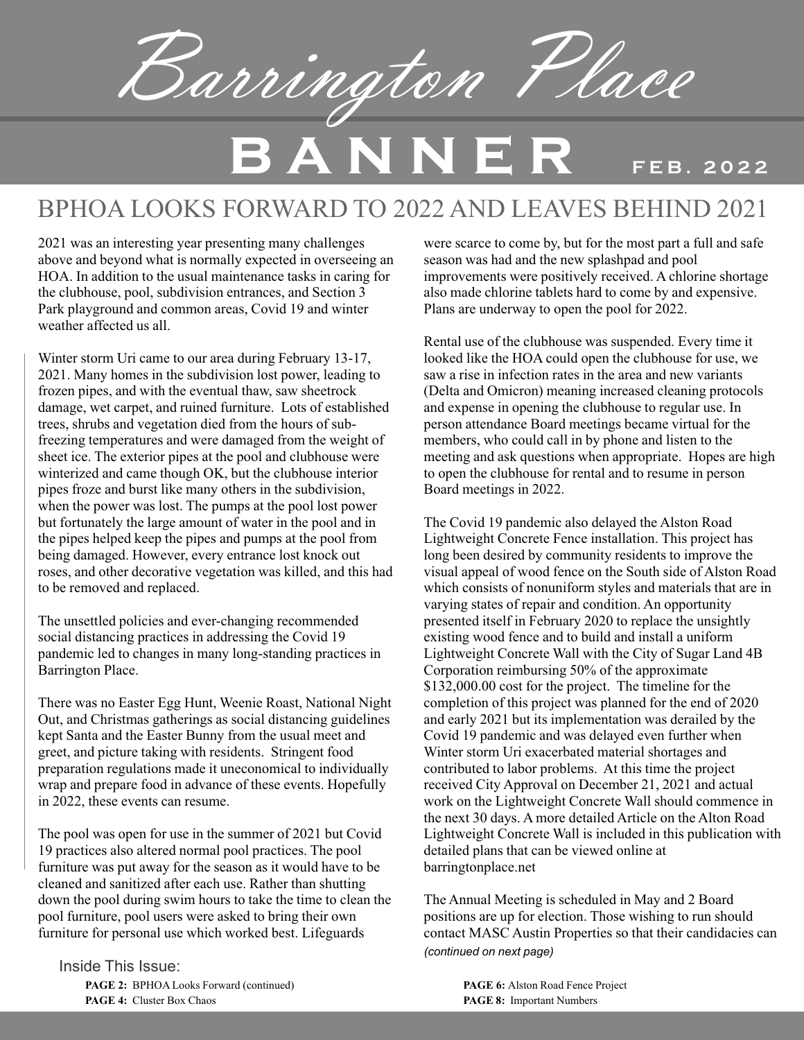# Barrington Place BANNER

FEB. 2022

## BPHOA LOOKS FORWARD TO 2022 AND LEAVES BEHIND 2021

2021 was an interesting year presenting many challenges above and beyond what is normally expected in overseeing an HOA. In addition to the usual maintenance tasks in caring for the clubhouse, pool, subdivision entrances, and Section 3 Park playground and common areas, Covid 19 and winter weather affected us all.

Winter storm Uri came to our area during February 13-17, 2021. Many homes in the subdivision lost power, leading to frozen pipes, and with the eventual thaw, saw sheetrock damage, wet carpet, and ruined furniture. Lots of established trees, shrubs and vegetation died from the hours of sub-freezing temperatures and were damaged from the weight of sheet ice. The exterior pipes at the pool and clubhouse were winterized and came though OK, but the clubhouse interior pipes froze and burst like many others in the subdivision, when the power was lost. The pumps at the pool lost power but fortunately the large amount of water in the pool and in the pipes helped keep the pipes and pumps at the pool from being damaged. However, every entrance lost knock out roses, and other decorative vegetation was killed, and this had to be removed and replaced.

The unsettled policies and ever-changing recommended social distancing practices in addressing the Covid 19 pandemic led to changes in many long-standing practices in Barrington Place.

There was no Easter Egg Hunt, Weenie Roast, National Night Out, and Christmas gatherings as social distancing guidelines kept Santa and the Easter Bunny from the usual meet and greet, and picture taking with residents. Stringent food preparation regulations made it uneconomical to individually wrap and prepare food in advance of these events. Hopefully in 2022, these events can resume.

The pool was open for use in the summer of 2021 but Covid 19 practices also altered normal pool practices. The pool furniture was put away for the season as it would have to be cleaned and sanitized after each use. Rather than shutting down the pool during swim hours to take the time to clean the pool furniture, pool users were asked to bring their own furniture for personal use which worked best. Lifeguards were scarce to come by, but for the most part a full and safe season was had and the new splashpad and pool improvements were positively received. A chlorine shortage also made chlorine tablets hard to come by and expensive. Plans are underway to open the pool for 2022.

Rental use of the clubhouse was suspended. Every time it looked like the HOA could open the clubhouse for use, we saw a rise in infection rates in the area and new variants (Delta and Omicron) meaning increased cleaning protocols and expense in opening the clubhouse to regular use. In person attendance Board meetings became virtual for the members, who could call in by phone and listen to the meeting and ask questions when appropriate. Hopes are high to open the clubhouse for rental and to resume in person Board meetings in 2022.

The Covid 19 pandemic also delayed the Alston Road Lightweight Concrete Fence installation. This project has long been desired by community residents to improve the visual appeal of wood fence on the South side of Alston Road which consists of nonuniform styles and materials that are in varying states of repair and condition. An opportunity presented itself in February 2020 to replace the unsightly existing wood fence and to build and install a uniform Lightweight Concrete Wall with the City of Sugar Land 4B Corporation reimbursing 50% of the approximate $132,000.00 cost for the project. The timeline for the completion of this project was planned for the end of 2020 and early 2021 but its implementation was derailed by the Covid 19 pandemic and was delayed even further when Winter storm Uri exacerbated material shortages and contributed to labor problems. At this time the project received City Approval on December 21, 2021 and actual work on the Lightweight Concrete Wall should commence in the next 30 days. A more detailed Article on the Alton Road Lightweight Concrete Wall is included in this publication with detailed plans that can be viewed online at barringtonplace.net

The Annual Meeting is scheduled in May and 2 Board positions are up for election. Those wishing to run should contact MASC Austin Properties so that their candidacies can

*(continued on next page)*

Inside This Issue:

**PAGE 2:** BPHOA Looks Forward (continued)
**PAGE 4:** Cluster Box Chaos
**PAGE 6:** Alston Road Fence Project
**PAGE 8:** Important Numbers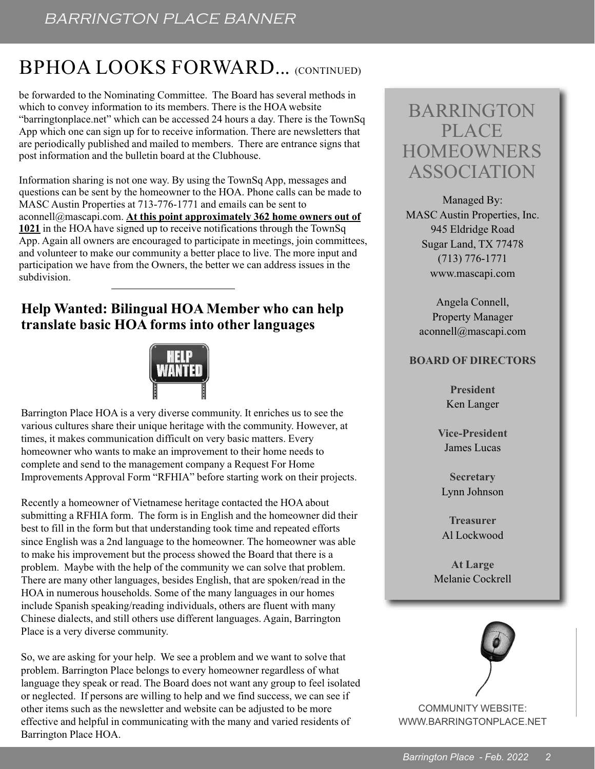# BPHOA LOOKS FORWARD... (CONTINUED)

be forwarded to the Nominating Committee. The Board has several methods in which to convey information to its members. There is the HOA website "barringtonplace.net" which can be accessed 24 hours a day. There is the TownSq App which one can sign up for to receive information. There are newsletters that are periodically published and mailed to members. There are entrance signs that post information and the bulletin board at the Clubhouse.

Information sharing is not one way. By using the TownSq App, messages and questions can be sent by the homeowner to the HOA. Phone calls can be made to MASC Austin Properties at 713-776-1771 and emails can be sent to aconnell@mascapi.com. **At this point approximately 362 home owners out of 1021** in the HOA have signed up to receive notifications through the TownSq App. Again all owners are encouraged to participate in meetings, join committees, and volunteer to make our community a better place to live. The more input and participation we have from the Owners, the better we can address issues in the subdivision.

---

## Help Wanted: Bilingual HOA Member who can help translate basic HOA forms into other languages

Barrington Place HOA is a very diverse community. It enriches us to see the various cultures share their unique heritage with the community. However, at times, it makes communication difficult on very basic matters. Every homeowner who wants to make an improvement to their home needs to complete and send to the management company a Request For Home Improvements Approval Form "RFHIA" before starting work on their projects.

Recently a homeowner of Vietnamese heritage contacted the HOA about submitting a RFHIA form. The form is in English and the homeowner did their best to fill in the form but that understanding took time and repeated efforts since English was a 2nd language to the homeowner. The homeowner was able to make his improvement but the process showed the Board that there is a problem. Maybe with the help of the community we can solve that problem. There are many other languages, besides English, that are spoken/read in the HOA in numerous households. Some of the many languages in our homes include Spanish speaking/reading individuals, others are fluent with many Chinese dialects, and still others use different languages. Again, Barrington Place is a very diverse community.

So, we are asking for your help. We see a problem and we want to solve that problem. Barrington Place belongs to every homeowner regardless of what language they speak or read. The Board does not want any group to feel isolated or neglected. If persons are willing to help and we find success, we can see if other items such as the newsletter and website can be adjusted to be more effective and helpful in communicating with the many and varied residents of Barrington Place HOA.

## BARRINGTON PLACE HOMEOWNERS ASSOCIATION

Managed By:
MASC Austin Properties, Inc.
945 Eldridge Road
Sugar Land, TX 77478
(713) 776-1771
www.mascapi.com

Angela Connell,
Property Manager
aconnell@mascapi.com

**BOARD OF DIRECTORS**

**President**
Ken Langer

**Vice-President**
James Lucas

**Secretary**
Lynn Johnson

**Treasurer**
Al Lockwood

**At Large**
Melanie Cockrell

COMMUNITY WEBSITE:
WWW.BARRINGTONPLACE.NET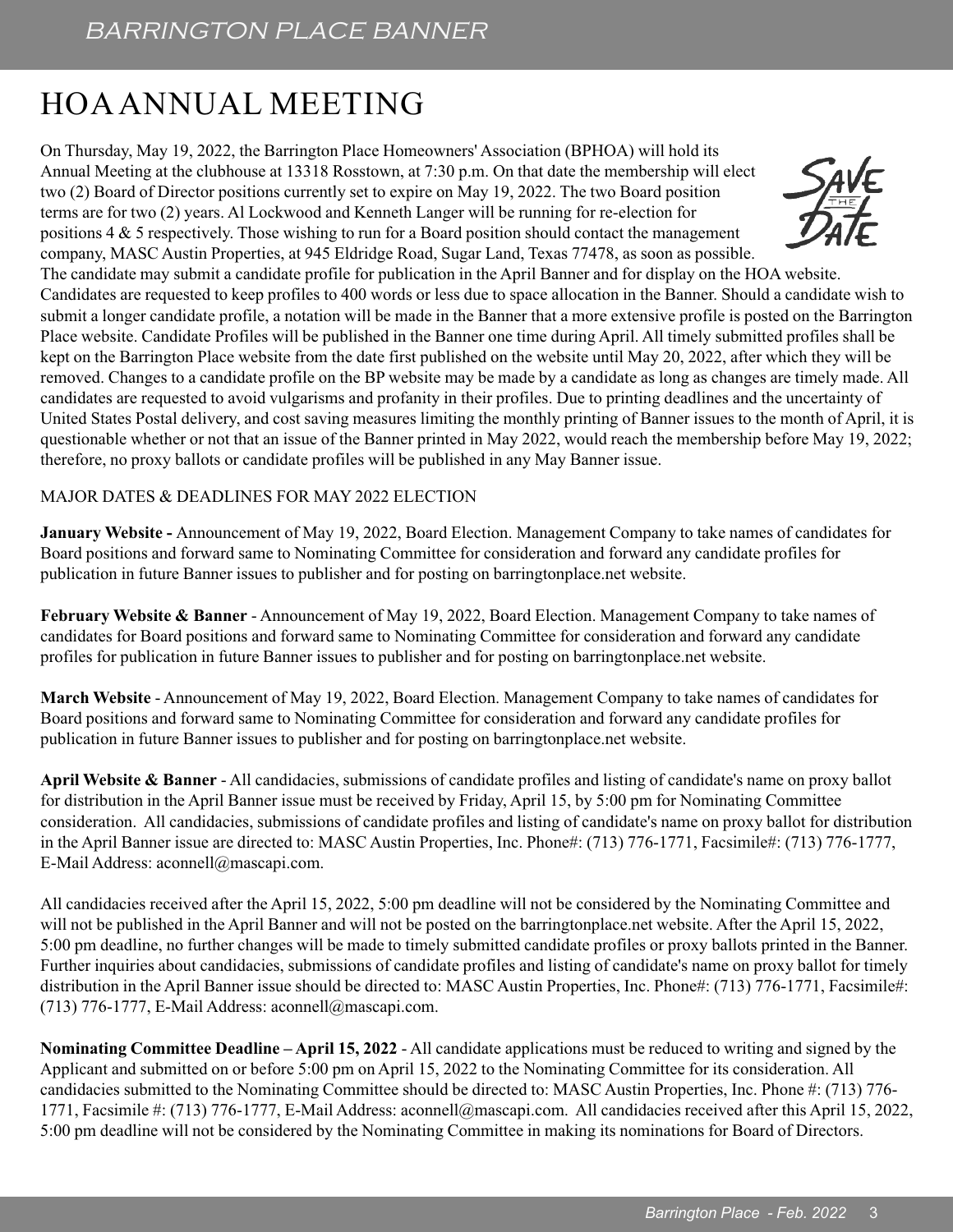# HOA ANNUAL MEETING

On Thursday, May 19, 2022, the Barrington Place Homeowners' Association (BPHOA) will hold its Annual Meeting at the clubhouse at 13318 Rosstown, at 7:30 p.m. On that date the membership will elect two (2) Board of Director positions currently set to expire on May 19, 2022. The two Board position terms are for two (2) years. Al Lockwood and Kenneth Langer will be running for re-election for positions 4 & 5 respectively. Those wishing to run for a Board position should contact the management company, MASC Austin Properties, at 945 Eldridge Road, Sugar Land, Texas 77478, as soon as possible. The candidate may submit a candidate profile for publication in the April Banner and for display on the HOA website. Candidates are requested to keep profiles to 400 words or less due to space allocation in the Banner. Should a candidate wish to submit a longer candidate profile, a notation will be made in the Banner that a more extensive profile is posted on the Barrington Place website. Candidate Profiles will be published in the Banner one time during April. All timely submitted profiles shall be kept on the Barrington Place website from the date first published on the website until May 20, 2022, after which they will be removed. Changes to a candidate profile on the BP website may be made by a candidate as long as changes are timely made. All candidates are requested to avoid vulgarisms and profanity in their profiles. Due to printing deadlines and the uncertainty of United States Postal delivery, and cost saving measures limiting the monthly printing of Banner issues to the month of April, it is questionable whether or not that an issue of the Banner printed in May 2022, would reach the membership before May 19, 2022; therefore, no proxy ballots or candidate profiles will be published in any May Banner issue.

MAJOR DATES & DEADLINES FOR MAY 2022 ELECTION

**January Website -** Announcement of May 19, 2022, Board Election. Management Company to take names of candidates for Board positions and forward same to Nominating Committee for consideration and forward any candidate profiles for publication in future Banner issues to publisher and for posting on barringtonplace.net website.

**February Website & Banner** - Announcement of May 19, 2022, Board Election. Management Company to take names of candidates for Board positions and forward same to Nominating Committee for consideration and forward any candidate profiles for publication in future Banner issues to publisher and for posting on barringtonplace.net website.

**March Website** - Announcement of May 19, 2022, Board Election. Management Company to take names of candidates for Board positions and forward same to Nominating Committee for consideration and forward any candidate profiles for publication in future Banner issues to publisher and for posting on barringtonplace.net website.

**April Website & Banner** - All candidacies, submissions of candidate profiles and listing of candidate's name on proxy ballot for distribution in the April Banner issue must be received by Friday, April 15, by 5:00 pm for Nominating Committee consideration. All candidacies, submissions of candidate profiles and listing of candidate's name on proxy ballot for distribution in the April Banner issue are directed to: MASC Austin Properties, Inc. Phone#: (713) 776-1771, Facsimile#: (713) 776-1777, E-Mail Address: aconnell@mascapi.com.

All candidacies received after the April 15, 2022, 5:00 pm deadline will not be considered by the Nominating Committee and will not be published in the April Banner and will not be posted on the barringtonplace.net website. After the April 15, 2022, 5:00 pm deadline, no further changes will be made to timely submitted candidate profiles or proxy ballots printed in the Banner. Further inquiries about candidacies, submissions of candidate profiles and listing of candidate's name on proxy ballot for timely distribution in the April Banner issue should be directed to: MASC Austin Properties, Inc. Phone#: (713) 776-1771, Facsimile#: (713) 776-1777, E-Mail Address: aconnell@mascapi.com.

**Nominating Committee Deadline – April 15, 2022** - All candidate applications must be reduced to writing and signed by the Applicant and submitted on or before 5:00 pm on April 15, 2022 to the Nominating Committee for its consideration. All candidacies submitted to the Nominating Committee should be directed to: MASC Austin Properties, Inc. Phone #: (713) 776-1771, Facsimile #: (713) 776-1777, E-Mail Address: aconnell@mascapi.com. All candidacies received after this April 15, 2022, 5:00 pm deadline will not be considered by the Nominating Committee in making its nominations for Board of Directors.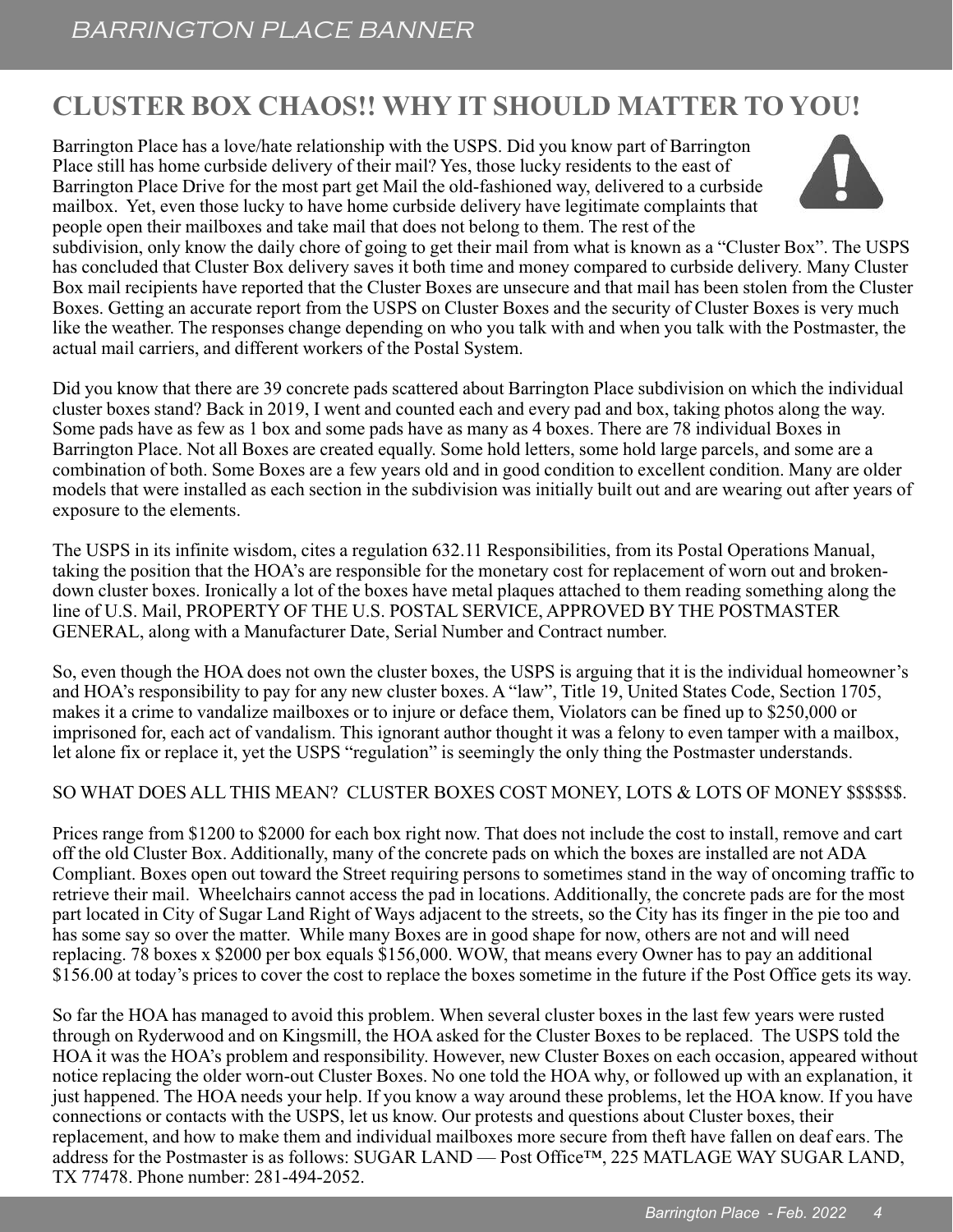# CLUSTER BOX CHAOS!! WHY IT SHOULD MATTER TO YOU!

Barrington Place has a love/hate relationship with the USPS. Did you know part of Barrington Place still has home curbside delivery of their mail? Yes, those lucky residents to the east of Barrington Place Drive for the most part get Mail the old-fashioned way, delivered to a curbside mailbox. Yet, even those lucky to have home curbside delivery have legitimate complaints that people open their mailboxes and take mail that does not belong to them. The rest of the subdivision, only know the daily chore of going to get their mail from what is known as a "Cluster Box". The USPS has concluded that Cluster Box delivery saves it both time and money compared to curbside delivery. Many Cluster Box mail recipients have reported that the Cluster Boxes are unsecure and that mail has been stolen from the Cluster Boxes. Getting an accurate report from the USPS on Cluster Boxes and the security of Cluster Boxes is very much like the weather. The responses change depending on who you talk with and when you talk with the Postmaster, the actual mail carriers, and different workers of the Postal System.

Did you know that there are 39 concrete pads scattered about Barrington Place subdivision on which the individual cluster boxes stand? Back in 2019, I went and counted each and every pad and box, taking photos along the way. Some pads have as few as 1 box and some pads have as many as 4 boxes. There are 78 individual Boxes in Barrington Place. Not all Boxes are created equally. Some hold letters, some hold large parcels, and some are a combination of both. Some Boxes are a few years old and in good condition to excellent condition. Many are older models that were installed as each section in the subdivision was initially built out and are wearing out after years of exposure to the elements.

The USPS in its infinite wisdom, cites a regulation 632.11 Responsibilities, from its Postal Operations Manual, taking the position that the HOA's are responsible for the monetary cost for replacement of worn out and broken-down cluster boxes. Ironically a lot of the boxes have metal plaques attached to them reading something along the line of U.S. Mail, PROPERTY OF THE U.S. POSTAL SERVICE, APPROVED BY THE POSTMASTER GENERAL, along with a Manufacturer Date, Serial Number and Contract number.

So, even though the HOA does not own the cluster boxes, the USPS is arguing that it is the individual homeowner's and HOA's responsibility to pay for any new cluster boxes. A "law", Title 19, United States Code, Section 1705, makes it a crime to vandalize mailboxes or to injure or deface them, Violators can be fined up to $250,000 or imprisoned for, each act of vandalism. This ignorant author thought it was a felony to even tamper with a mailbox, let alone fix or replace it, yet the USPS "regulation" is seemingly the only thing the Postmaster understands.

SO WHAT DOES ALL THIS MEAN? CLUSTER BOXES COST MONEY, LOTS & LOTS OF MONEY $$$$$$.

Prices range from $1200 to $2000 for each box right now. That does not include the cost to install, remove and cart off the old Cluster Box. Additionally, many of the concrete pads on which the boxes are installed are not ADA Compliant. Boxes open out toward the Street requiring persons to sometimes stand in the way of oncoming traffic to retrieve their mail. Wheelchairs cannot access the pad in locations. Additionally, the concrete pads are for the most part located in City of Sugar Land Right of Ways adjacent to the streets, so the City has its finger in the pie too and has some say so over the matter. While many Boxes are in good shape for now, others are not and will need replacing. 78 boxes x $2000 per box equals $156,000. WOW, that means every Owner has to pay an additional $156.00 at today's prices to cover the cost to replace the boxes sometime in the future if the Post Office gets its way.

So far the HOA has managed to avoid this problem. When several cluster boxes in the last few years were rusted through on Ryderwood and on Kingsmill, the HOA asked for the Cluster Boxes to be replaced. The USPS told the HOA it was the HOA's problem and responsibility. However, new Cluster Boxes on each occasion, appeared without notice replacing the older worn-out Cluster Boxes. No one told the HOA why, or followed up with an explanation, it just happened. The HOA needs your help. If you know a way around these problems, let the HOA know. If you have connections or contacts with the USPS, let us know. Our protests and questions about Cluster boxes, their replacement, and how to make them and individual mailboxes more secure from theft have fallen on deaf ears. The address for the Postmaster is as follows: SUGAR LAND — Post Office™, 225 MATLAGE WAY SUGAR LAND, TX 77478. Phone number: 281-494-2052.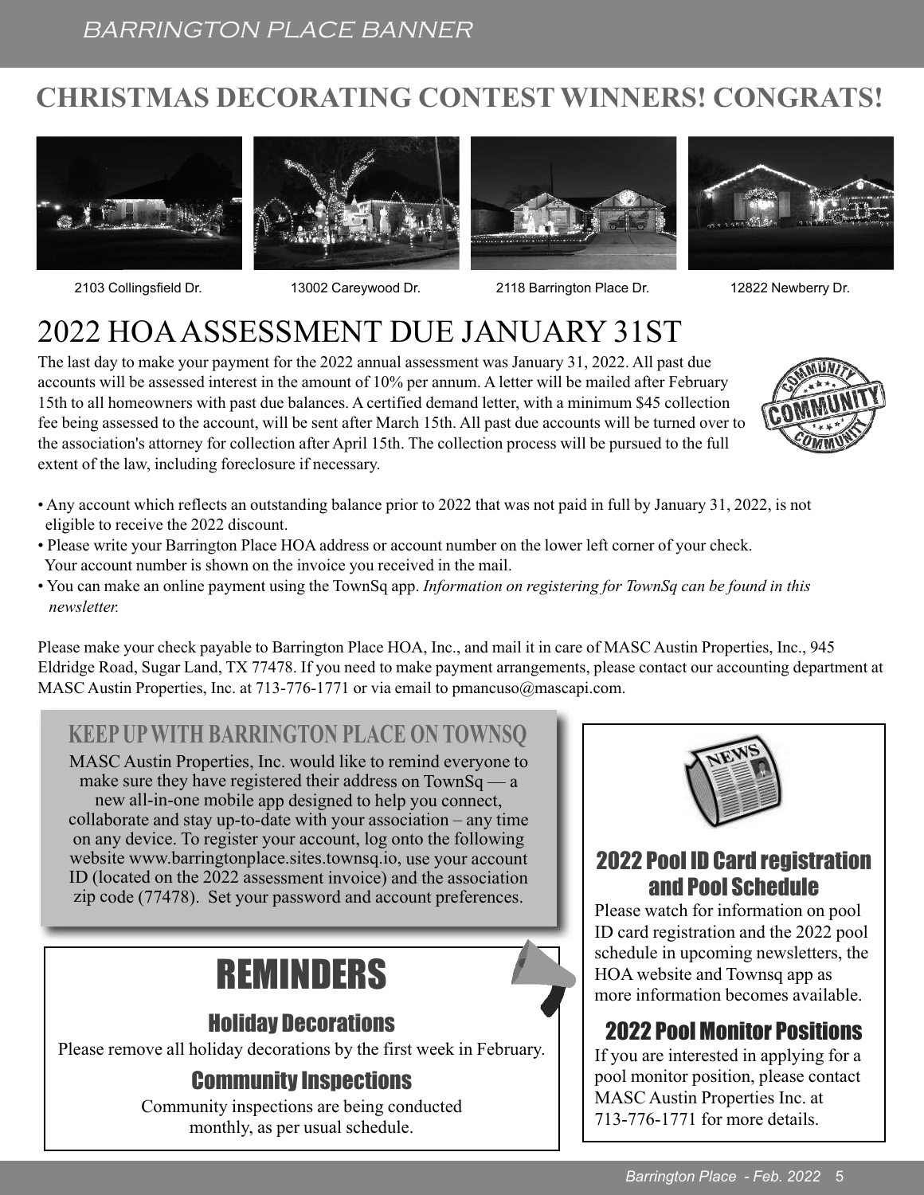# CHRISTMAS DECORATING CONTEST WINNERS! CONGRATS!

2103 Collingsfield Dr.

13002 Careywood Dr.

2118 Barrington Place Dr.

12822 Newberry Dr.

## 2022 HOA ASSESSMENT DUE JANUARY 31ST

The last day to make your payment for the 2022 annual assessment was January 31, 2022. All past due accounts will be assessed interest in the amount of 10% per annum. A letter will be mailed after February 15th to all homeowners with past due balances. A certified demand letter, with a minimum $45 collection fee being assessed to the account, will be sent after March 15th. All past due accounts will be turned over to the association's attorney for collection after April 15th. The collection process will be pursued to the full extent of the law, including foreclosure if necessary.

- Any account which reflects an outstanding balance prior to 2022 that was not paid in full by January 31, 2022, is not eligible to receive the 2022 discount.
- Please write your Barrington Place HOA address or account number on the lower left corner of your check. Your account number is shown on the invoice you received in the mail.
- You can make an online payment using the TownSq app. *Information on registering for TownSq can be found in this newsletter.*

Please make your check payable to Barrington Place HOA, Inc., and mail it in care of MASC Austin Properties, Inc., 945 Eldridge Road, Sugar Land, TX 77478. If you need to make payment arrangements, please contact our accounting department at MASC Austin Properties, Inc. at 713-776-1771 or via email to pmancuso@mascapi.com.

## KEEP UP WITH BARRINGTON PLACE ON TOWNSQ

MASC Austin Properties, Inc. would like to remind everyone to make sure they have registered their address on TownSq — a new all-in-one mobile app designed to help you connect, collaborate and stay up-to-date with your association – any time on any device. To register your account, log onto the following website www.barringtonplace.sites.townsq.io, use your account ID (located on the 2022 assessment invoice) and the association zip code (77478). Set your password and account preferences.

## REMINDERS

### Holiday Decorations

Please remove all holiday decorations by the first week in February.

### Community Inspections

Community inspections are being conducted monthly, as per usual schedule.

## 2022 Pool ID Card registration and Pool Schedule

Please watch for information on pool ID card registration and the 2022 pool schedule in upcoming newsletters, the HOA website and Townsq app as more information becomes available.

## 2022 Pool Monitor Positions

If you are interested in applying for a pool monitor position, please contact MASC Austin Properties Inc. at 713-776-1771 for more details.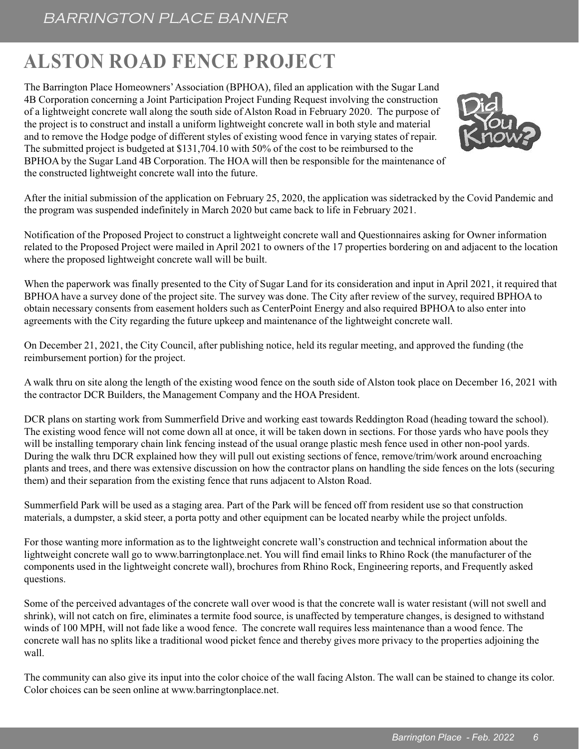# ALSTON ROAD FENCE PROJECT

The Barrington Place Homeowners' Association (BPHOA), filed an application with the Sugar Land 4B Corporation concerning a Joint Participation Project Funding Request involving the construction of a lightweight concrete wall along the south side of Alston Road in February 2020. The purpose of the project is to construct and install a uniform lightweight concrete wall in both style and material and to remove the Hodge podge of different styles of existing wood fence in varying states of repair. The submitted project is budgeted at $131,704.10 with 50% of the cost to be reimbursed to the BPHOA by the Sugar Land 4B Corporation. The HOA will then be responsible for the maintenance of the constructed lightweight concrete wall into the future.

After the initial submission of the application on February 25, 2020, the application was sidetracked by the Covid Pandemic and the program was suspended indefinitely in March 2020 but came back to life in February 2021.

Notification of the Proposed Project to construct a lightweight concrete wall and Questionnaires asking for Owner information related to the Proposed Project were mailed in April 2021 to owners of the 17 properties bordering on and adjacent to the location where the proposed lightweight concrete wall will be built.

When the paperwork was finally presented to the City of Sugar Land for its consideration and input in April 2021, it required that BPHOA have a survey done of the project site. The survey was done. The City after review of the survey, required BPHOA to obtain necessary consents from easement holders such as CenterPoint Energy and also required BPHOA to also enter into agreements with the City regarding the future upkeep and maintenance of the lightweight concrete wall.

On December 21, 2021, the City Council, after publishing notice, held its regular meeting, and approved the funding (the reimbursement portion) for the project.

A walk thru on site along the length of the existing wood fence on the south side of Alston took place on December 16, 2021 with the contractor DCR Builders, the Management Company and the HOA President.

DCR plans on starting work from Summerfield Drive and working east towards Reddington Road (heading toward the school). The existing wood fence will not come down all at once, it will be taken down in sections. For those yards who have pools they will be installing temporary chain link fencing instead of the usual orange plastic mesh fence used in other non-pool yards. During the walk thru DCR explained how they will pull out existing sections of fence, remove/trim/work around encroaching plants and trees, and there was extensive discussion on how the contractor plans on handling the side fences on the lots (securing them) and their separation from the existing fence that runs adjacent to Alston Road.

Summerfield Park will be used as a staging area. Part of the Park will be fenced off from resident use so that construction materials, a dumpster, a skid steer, a porta potty and other equipment can be located nearby while the project unfolds.

For those wanting more information as to the lightweight concrete wall's construction and technical information about the lightweight concrete wall go to www.barringtonplace.net. You will find email links to Rhino Rock (the manufacturer of the components used in the lightweight concrete wall), brochures from Rhino Rock, Engineering reports, and Frequently asked questions.

Some of the perceived advantages of the concrete wall over wood is that the concrete wall is water resistant (will not swell and shrink), will not catch on fire, eliminates a termite food source, is unaffected by temperature changes, is designed to withstand winds of 100 MPH, will not fade like a wood fence. The concrete wall requires less maintenance than a wood fence. The concrete wall has no splits like a traditional wood picket fence and thereby gives more privacy to the properties adjoining the wall.

The community can also give its input into the color choice of the wall facing Alston. The wall can be stained to change its color. Color choices can be seen online at www.barringtonplace.net.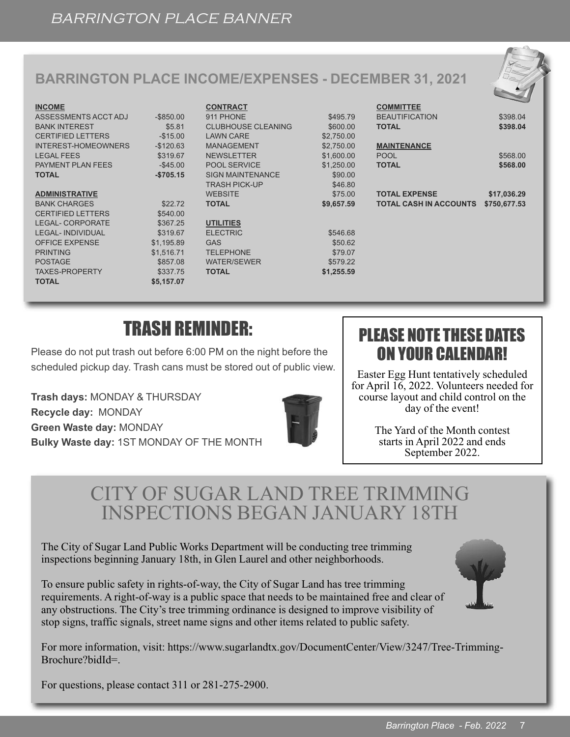## BARRINGTON PLACE INCOME/EXPENSES - DECEMBER 31, 2021

| | |
|---|---|
| **INCOME** | |
| ASSESSMENTS ACCT ADJ | -$850.00 |
| BANK INTEREST | $5.81 |
| CERTIFIED LETTERS | -$15.00 |
| INTEREST-HOMEOWNERS | -$120.63 |
| LEGAL FEES | $319.67 |
| PAYMENT PLAN FEES | -$45.00 |
| **TOTAL** | **-$705.15** |
| **ADMINISTRATIVE** | |
| BANK CHARGES | $22.72 |
| CERTIFIED LETTERS | $540.00 |
| LEGAL- CORPORATE | $367.25 |
| LEGAL- INDIVIDUAL | $319.67 |
| OFFICE EXPENSE | $1,195.89 |
| PRINTING | $1,516.71 |
| POSTAGE | $857.08 |
| TAXES-PROPERTY | $337.75 |
| **TOTAL** | **$5,157.07** |

| | |
|---|---|
| **CONTRACT** | |
| 911 PHONE | $495.79 |
| CLUBHOUSE CLEANING | $600.00 |
| LAWN CARE | $2,750.00 |
| MANAGEMENT | $2,750.00 |
| NEWSLETTER | $1,600.00 |
| POOL SERVICE | $1,250.00 |
| SIGN MAINTENANCE | $90.00 |
| TRASH PICK-UP | $46.80 |
| WEBSITE | $75.00 |
| **TOTAL** | **$9,657.59** |
| **UTILITIES** | |
| ELECTRIC | $546.68 |
| GAS | $50.62 |
| TELEPHONE | $79.07 |
| WATER/SEWER | $579.22 |
| **TOTAL** | **$1,255.59** |

| | |
|---|---|
| **COMMITTEE** | |
| BEAUTIFICATION | $398.04 |
| **TOTAL** | **$398.04** |
| **MAINTENANCE** | |
| POOL | $568.00 |
| **TOTAL** | **$568.00** |
| **TOTAL EXPENSE** | **$17,036.29** |
| **TOTAL CASH IN ACCOUNTS** | **$750,677.53** |

## TRASH REMINDER:

Please do not put trash out before 6:00 PM on the night before the scheduled pickup day. Trash cans must be stored out of public view.

**Trash days:** MONDAY & THURSDAY
**Recycle day:** MONDAY
**Green Waste day:** MONDAY
**Bulky Waste day:** 1ST MONDAY OF THE MONTH

## PLEASE NOTE THESE DATES ON YOUR CALENDAR!

Easter Egg Hunt tentatively scheduled for April 16, 2022. Volunteers needed for course layout and child control on the day of the event!

The Yard of the Month contest starts in April 2022 and ends September 2022.

## CITY OF SUGAR LAND TREE TRIMMING INSPECTIONS BEGAN JANUARY 18TH

The City of Sugar Land Public Works Department will be conducting tree trimming inspections beginning January 18th, in Glen Laurel and other neighborhoods.

To ensure public safety in rights-of-way, the City of Sugar Land has tree trimming requirements. A right-of-way is a public space that needs to be maintained free and clear of any obstructions. The City's tree trimming ordinance is designed to improve visibility of stop signs, traffic signals, street name signs and other items related to public safety.

For more information, visit: https://www.sugarlandtx.gov/DocumentCenter/View/3247/Tree-Trimming-Brochure?bidId=.

For questions, please contact 311 or 281-275-2900.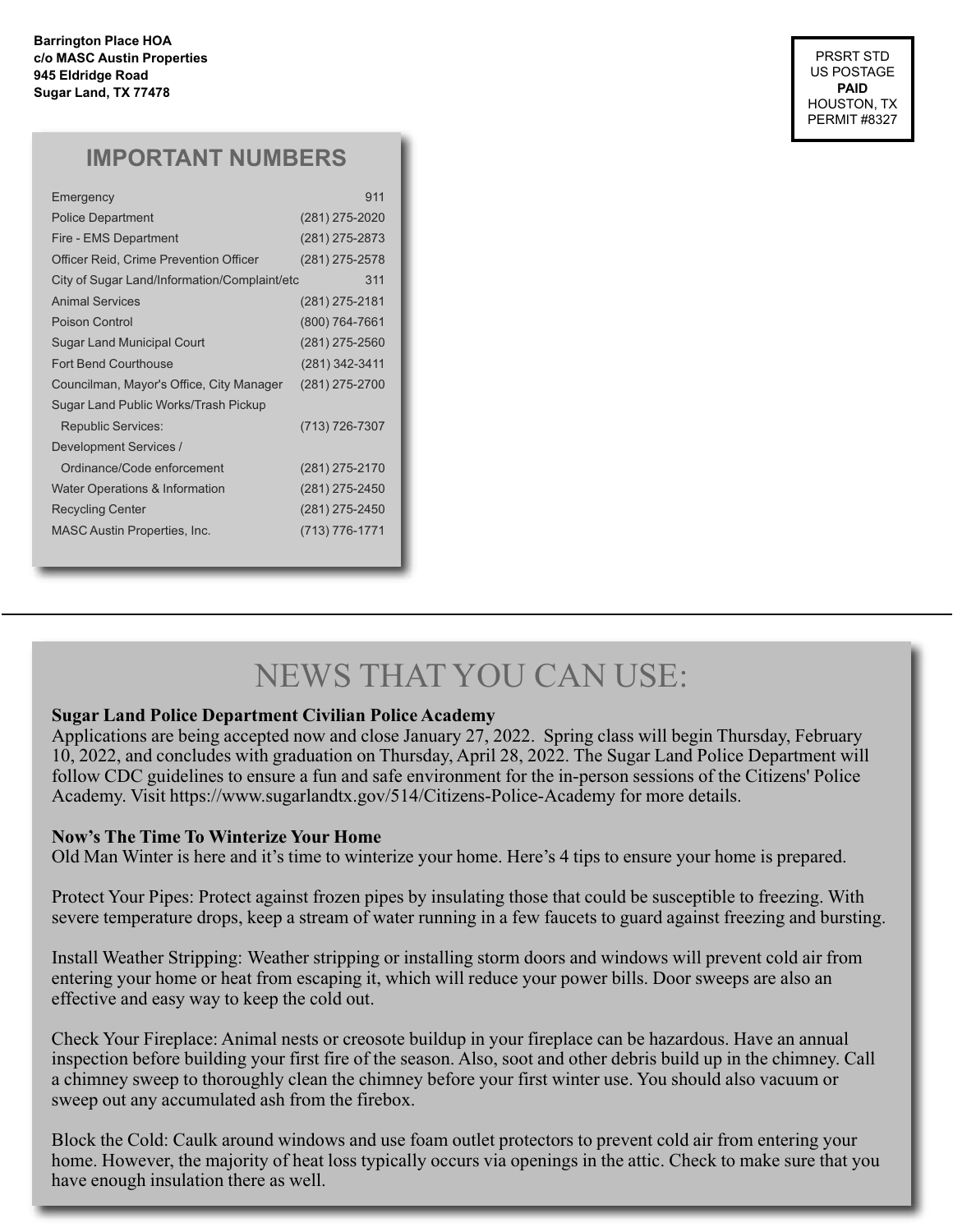**Barrington Place HOA**
**c/o MASC Austin Properties**
**945 Eldridge Road**
**Sugar Land, TX 77478**

PRSRT STD
US POSTAGE
**PAID**
HOUSTON, TX
PERMIT #8327

## IMPORTANT NUMBERS

| | |
|---|---|
| Emergency | 911 |
| Police Department | (281) 275-2020 |
| Fire - EMS Department | (281) 275-2873 |
| Officer Reid, Crime Prevention Officer | (281) 275-2578 |
| City of Sugar Land/Information/Complaint/etc | 311 |
| Animal Services | (281) 275-2181 |
| Poison Control | (800) 764-7661 |
| Sugar Land Municipal Court | (281) 275-2560 |
| Fort Bend Courthouse | (281) 342-3411 |
| Councilman, Mayor's Office, City Manager | (281) 275-2700 |
| Sugar Land Public Works/Trash Pickup Republic Services: | (713) 726-7307 |
| Development Services / Ordinance/Code enforcement | (281) 275-2170 |
| Water Operations & Information | (281) 275-2450 |
| Recycling Center | (281) 275-2450 |
| MASC Austin Properties, Inc. | (713) 776-1771 |

# NEWS THAT YOU CAN USE:

**Sugar Land Police Department Civilian Police Academy**
Applications are being accepted now and close January 27, 2022. Spring class will begin Thursday, February 10, 2022, and concludes with graduation on Thursday, April 28, 2022. The Sugar Land Police Department will follow CDC guidelines to ensure a fun and safe environment for the in-person sessions of the Citizens' Police Academy. Visit https://www.sugarlandtx.gov/514/Citizens-Police-Academy for more details.

**Now's The Time To Winterize Your Home**
Old Man Winter is here and it's time to winterize your home. Here's 4 tips to ensure your home is prepared.

Protect Your Pipes: Protect against frozen pipes by insulating those that could be susceptible to freezing. With severe temperature drops, keep a stream of water running in a few faucets to guard against freezing and bursting.

Install Weather Stripping: Weather stripping or installing storm doors and windows will prevent cold air from entering your home or heat from escaping it, which will reduce your power bills. Door sweeps are also an effective and easy way to keep the cold out.

Check Your Fireplace: Animal nests or creosote buildup in your fireplace can be hazardous. Have an annual inspection before building your first fire of the season. Also, soot and other debris build up in the chimney. Call a chimney sweep to thoroughly clean the chimney before your first winter use. You should also vacuum or sweep out any accumulated ash from the firebox.

Block the Cold: Caulk around windows and use foam outlet protectors to prevent cold air from entering your home. However, the majority of heat loss typically occurs via openings in the attic. Check to make sure that you have enough insulation there as well.